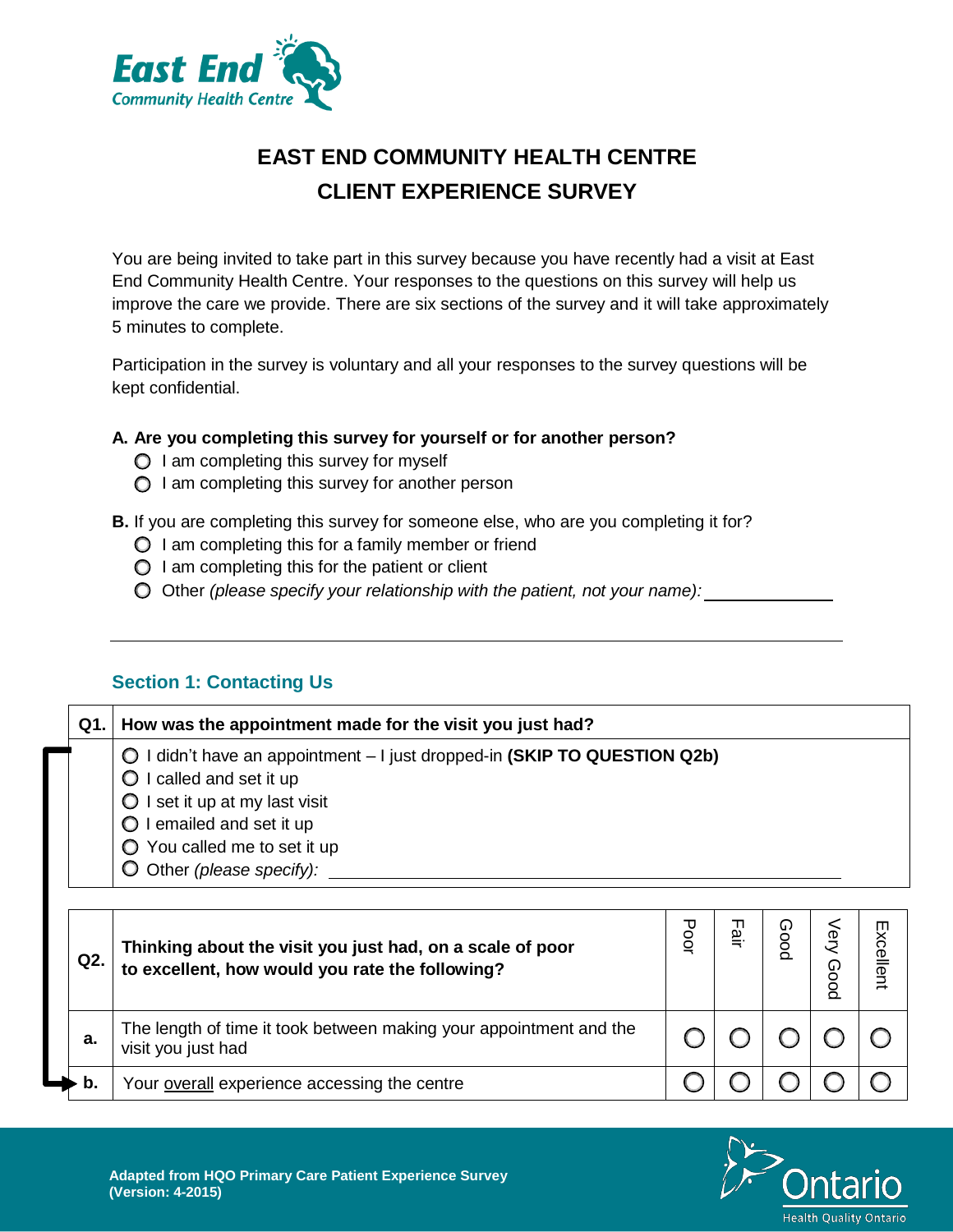East End Community Health Centre

# EAST END COMMUNITY HEALTH CENTRE
# CLIENT EXPERIENCE SURVEY

You are being invited to take part in this survey because you have recently had a visit at East End Community Health Centre. Your responses to the questions on this survey will help us improve the care we provide. There are six sections of the survey and it will take approximately 5 minutes to complete.

Participation in the survey is voluntary and all your responses to the survey questions will be kept confidential.

**A. Are you completing this survey for yourself or for another person?**

- ○ I am completing this survey for myself
- ○ I am completing this survey for another person

**B.** If you are completing this survey for someone else, who are you completing it for?

- ○ I am completing this for a family member or friend
- ○ I am completing this for the patient or client
- ○ Other *(please specify your relationship with the patient, not your name):* ______________

---

## Section 1: Contacting Us

| Q1. | How was the appointment made for the visit you just had? |
|---|---|
| | ○ I didn't have an appointment – I just dropped-in **(SKIP TO QUESTION Q2b)**<br>○ I called and set it up<br>○ I set it up at my last visit<br>○ I emailed and set it up<br>○ You called me to set it up<br>○ Other *(please specify):* ______________ |

| Q2. | Thinking about the visit you just had, on a scale of poor to excellent, how would you rate the following? | Poor | Fair | Good | Very Good | Excellent |
|---|---|---|---|---|---|---|
| a. | The length of time it took between making your appointment and the visit you just had | ○ | ○ | ○ | ○ | ○ |
| b. | Your overall experience accessing the centre | ○ | ○ | ○ | ○ | ○ |

Adapted from HQO Primary Care Patient Experience Survey (Version: 4-2015)

Ontario Health Quality Ontario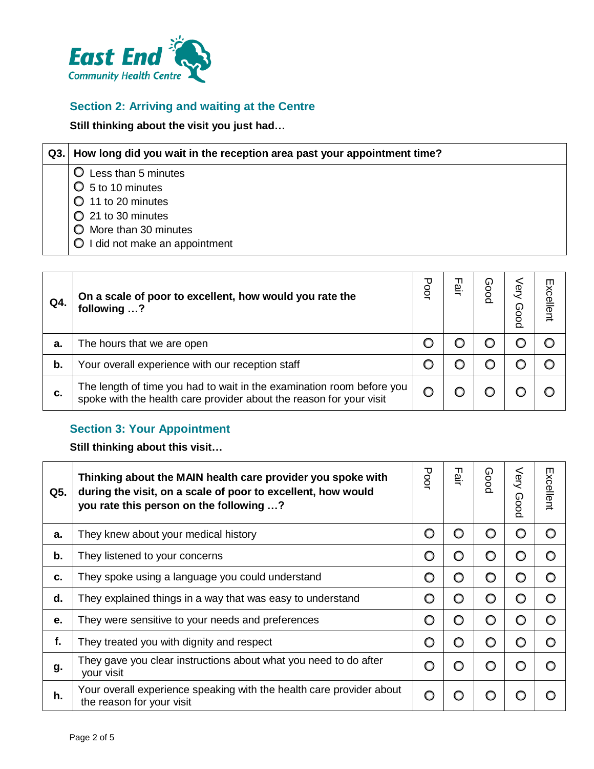East End Community Health Centre

## Section 2: Arriving and waiting at the Centre

**Still thinking about the visit you just had…**

| Q3. | How long did you wait in the reception area past your appointment time? |
|---|---|
| | ○ Less than 5 minutes<br>○ 5 to 10 minutes<br>○ 11 to 20 minutes<br>○ 21 to 30 minutes<br>○ More than 30 minutes<br>○ I did not make an appointment |

| Q4. | On a scale of poor to excellent, how would you rate the following …? | Poor | Fair | Good | Very Good | Excellent |
|---|---|---|---|---|---|---|
| a. | The hours that we are open | ○ | ○ | ○ | ○ | ○ |
| b. | Your overall experience with our reception staff | ○ | ○ | ○ | ○ | ○ |
| c. | The length of time you had to wait in the examination room before you spoke with the health care provider about the reason for your visit | ○ | ○ | ○ | ○ | ○ |

## Section 3: Your Appointment

**Still thinking about this visit…**

| Q5. | Thinking about the MAIN health care provider you spoke with during the visit, on a scale of poor to excellent, how would you rate this person on the following …? | Poor | Fair | Good | Very Good | Excellent |
|---|---|---|---|---|---|---|
| a. | They knew about your medical history | ○ | ○ | ○ | ○ | ○ |
| b. | They listened to your concerns | ○ | ○ | ○ | ○ | ○ |
| c. | They spoke using a language you could understand | ○ | ○ | ○ | ○ | ○ |
| d. | They explained things in a way that was easy to understand | ○ | ○ | ○ | ○ | ○ |
| e. | They were sensitive to your needs and preferences | ○ | ○ | ○ | ○ | ○ |
| f. | They treated you with dignity and respect | ○ | ○ | ○ | ○ | ○ |
| g. | They gave you clear instructions about what you need to do after your visit | ○ | ○ | ○ | ○ | ○ |
| h. | Your overall experience speaking with the health care provider about the reason for your visit | ○ | ○ | ○ | ○ | ○ |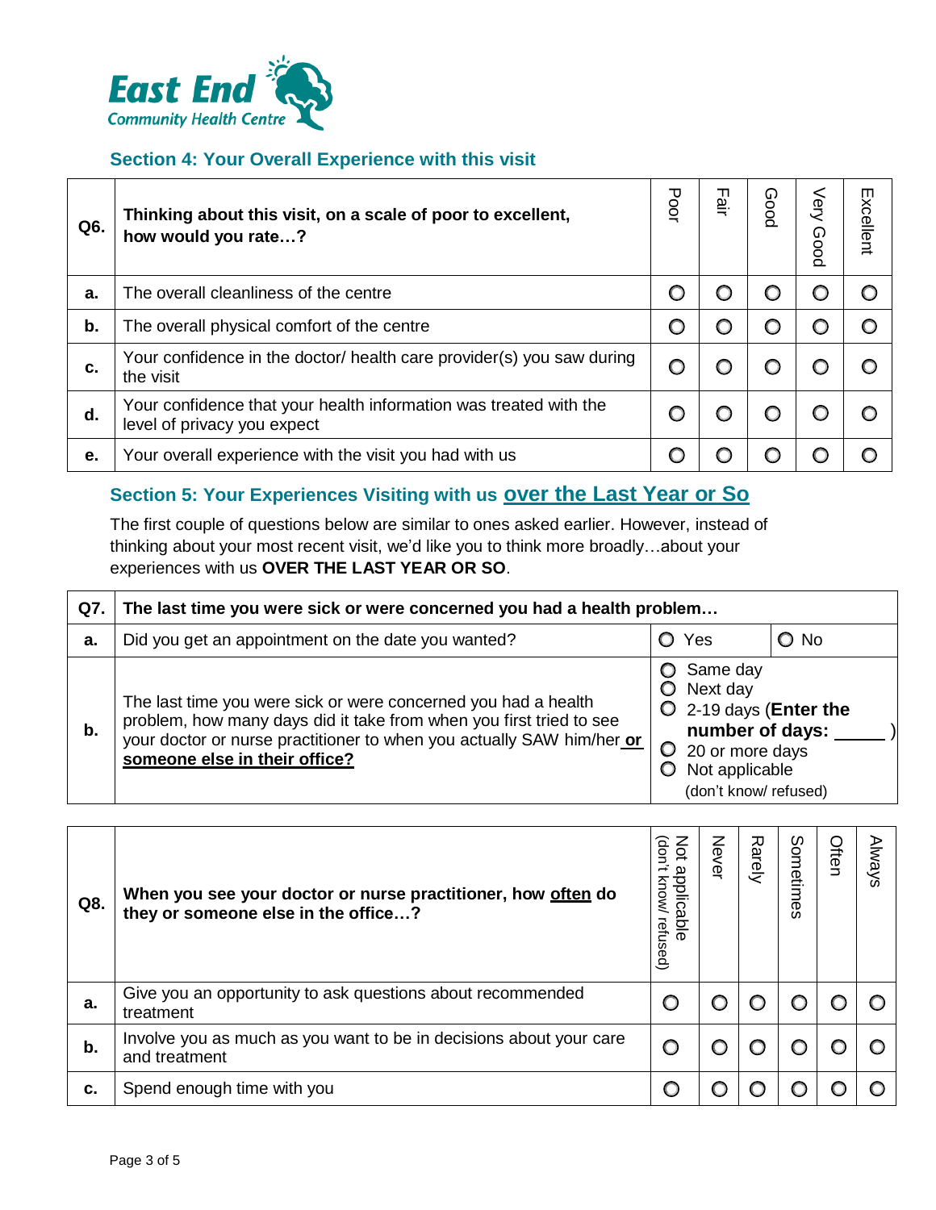East End
Community Health Centre

## Section 4: Your Overall Experience with this visit

| Q6. | Thinking about this visit, on a scale of poor to excellent, how would you rate…? | Poor | Fair | Good | Very Good | Excellent |
|---|---|---|---|---|---|---|
| a. | The overall cleanliness of the centre | ○ | ○ | ○ | ○ | ○ |
| b. | The overall physical comfort of the centre | ○ | ○ | ○ | ○ | ○ |
| c. | Your confidence in the doctor/ health care provider(s) you saw during the visit | ○ | ○ | ○ | ○ | ○ |
| d. | Your confidence that your health information was treated with the level of privacy you expect | ○ | ○ | ○ | ○ | ○ |
| e. | Your overall experience with the visit you had with us | ○ | ○ | ○ | ○ | ○ |

## Section 5: Your Experiences Visiting with us over the Last Year or So

The first couple of questions below are similar to ones asked earlier. However, instead of thinking about your most recent visit, we'd like you to think more broadly…about your experiences with us **OVER THE LAST YEAR OR SO**.

| Q7. | The last time you were sick or were concerned you had a health problem… | | |
|---|---|---|---|
| a. | Did you get an appointment on the date you wanted? | ○ Yes | ○ No |
| b. | The last time you were sick or were concerned you had a health problem, how many days did it take from when you first tried to see your doctor or nurse practitioner to when you actually SAW him/her **or someone else in their office?** | ○ Same day<br>○ Next day<br>○ 2-19 days (**Enter the number of days:** _____ )<br>○ 20 or more days<br>○ Not applicable (don't know/ refused) | |

| Q8. | When you see your doctor or nurse practitioner, how often do they or someone else in the office…? | Not applicable (don't know/ refused) | Never | Rarely | Sometimes | Often | Always |
|---|---|---|---|---|---|---|---|
| a. | Give you an opportunity to ask questions about recommended treatment | ○ | ○ | ○ | ○ | ○ | ○ |
| b. | Involve you as much as you want to be in decisions about your care and treatment | ○ | ○ | ○ | ○ | ○ | ○ |
| c. | Spend enough time with you | ○ | ○ | ○ | ○ | ○ | ○ |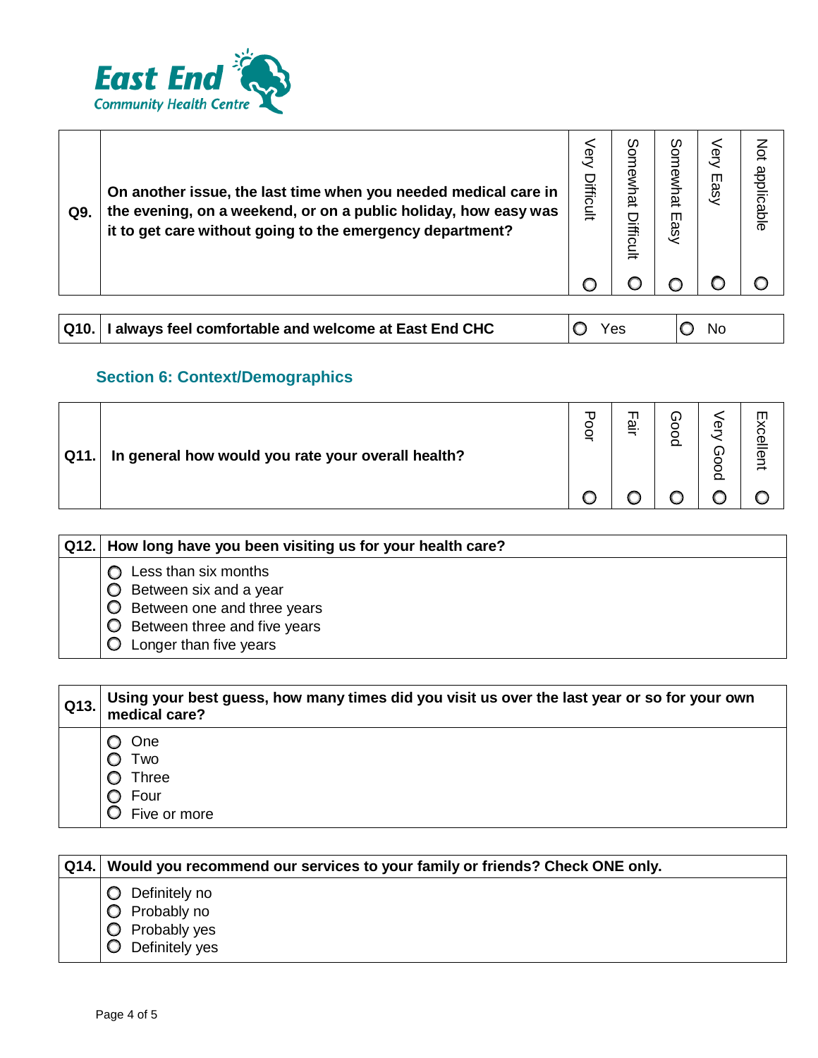East End Community Health Centre

| Q9. | On another issue, the last time when you needed medical care in the evening, on a weekend, or on a public holiday, how easy was it to get care without going to the emergency department? | Very Difficult | Somewhat Difficult | Somewhat Easy | Very Easy | Not applicable |
|---|---|---|---|---|---|---|
| | | ○ | ○ | ○ | ○ | ○ |

| Q10. | I always feel comfortable and welcome at East End CHC | ○ Yes | ○ No |
|---|---|---|---|

## Section 6: Context/Demographics

| Q11. | In general how would you rate your overall health? | Poor | Fair | Good | Very Good | Excellent |
|---|---|---|---|---|---|---|
| | | ○ | ○ | ○ | ○ | ○ |

| Q12. | How long have you been visiting us for your health care? |
|---|---|
| | ○ Less than six months<br>○ Between six and a year<br>○ Between one and three years<br>○ Between three and five years<br>○ Longer than five years |

| Q13. | Using your best guess, how many times did you visit us over the last year or so for your own medical care? |
|---|---|
| | ○ One<br>○ Two<br>○ Three<br>○ Four<br>○ Five or more |

| Q14. | Would you recommend our services to your family or friends? Check ONE only. |
|---|---|
| | ○ Definitely no<br>○ Probably no<br>○ Probably yes<br>○ Definitely yes |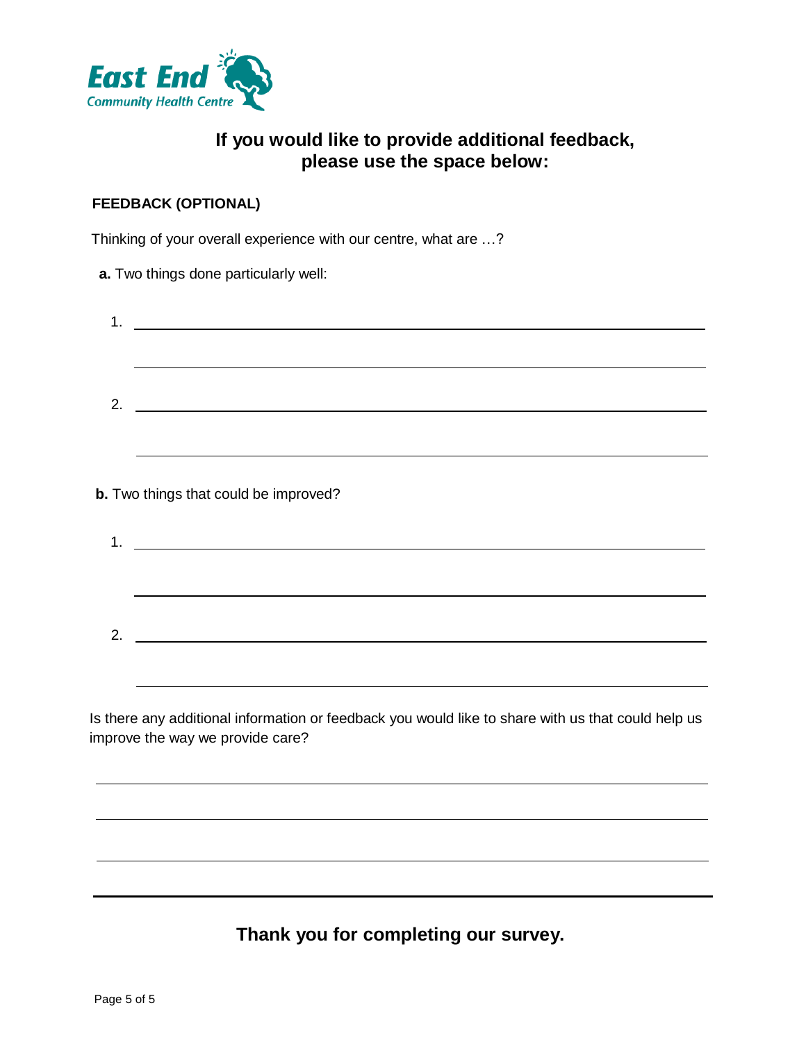East End
Community Health Centre

## If you would like to provide additional feedback, please use the space below:

**FEEDBACK (OPTIONAL)**

Thinking of your overall experience with our centre, what are …?

**a.** Two things done particularly well:

1. ______________________________________________

______________________________________________

2. ______________________________________________

______________________________________________

**b.** Two things that could be improved?

1. ______________________________________________

______________________________________________

2. ______________________________________________

______________________________________________

Is there any additional information or feedback you would like to share with us that could help us improve the way we provide care?

______________________________________________

______________________________________________

______________________________________________

## Thank you for completing our survey.